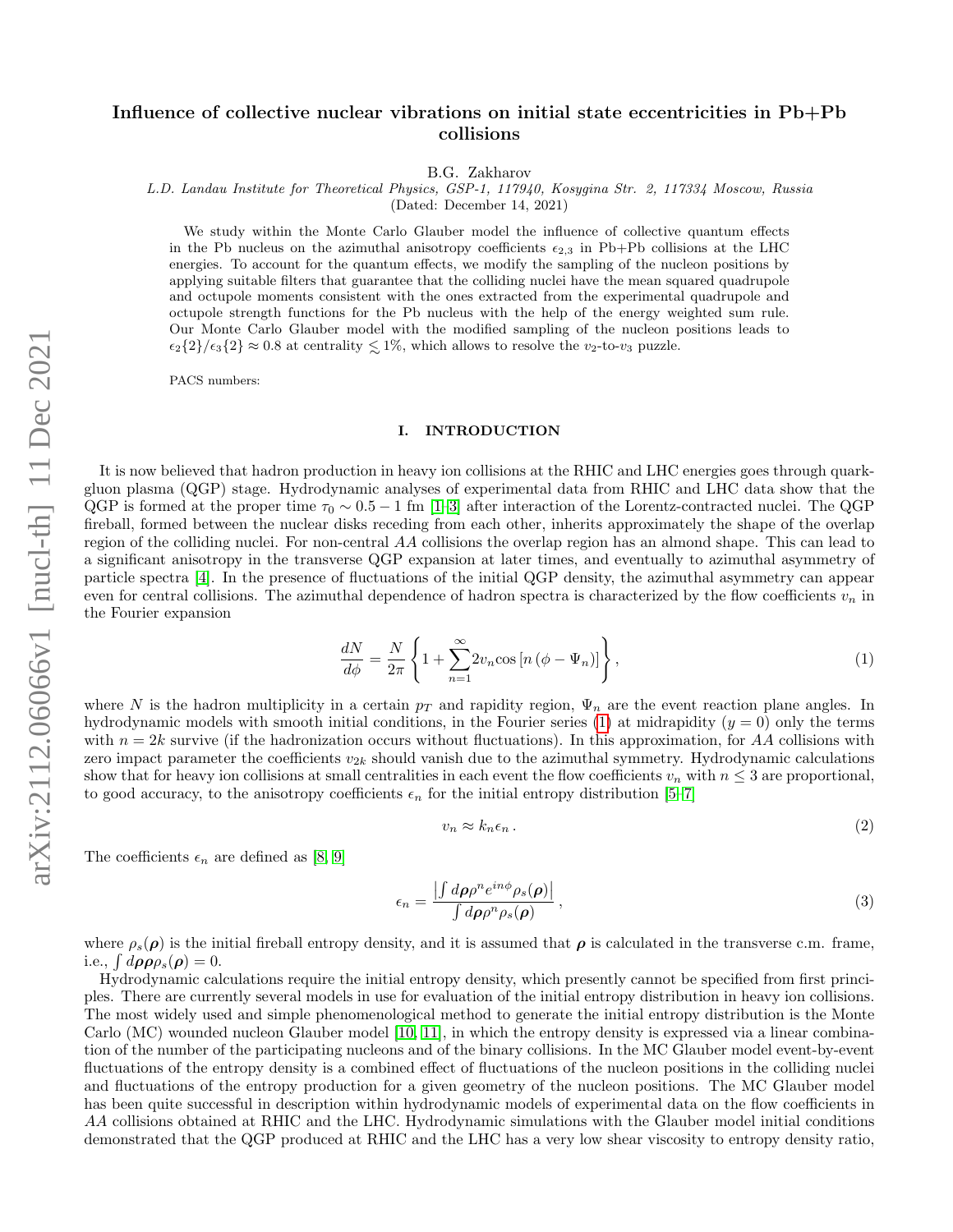# Influence of collective nuclear vibrations on initial state eccentricities in Pb+Pb collisions

B.G. Zakharov

*L.D. Landau Institute for Theoretical Physics, GSP-1, 117940, Kosygina Str. 2, 117334 Moscow, Russia*

(Dated: December 14, 2021)

We study within the Monte Carlo Glauber model the influence of collective quantum effects in the Pb nucleus on the azimuthal anisotropy coefficients $\epsilon_{2,3}$ in Pb+Pb collisions at the LHC energies. To account for the quantum effects, we modify the sampling of the nucleon positions by applying suitable filters that guarantee that the colliding nuclei have the mean squared quadrupole and octupole moments consistent with the ones extracted from the experimental quadrupole and octupole strength functions for the Pb nucleus with the help of the energy weighted sum rule. Our Monte Carlo Glauber model with the modified sampling of the nucleon positions leads to $\epsilon_2\{2\}/\epsilon_3\{2\} \approx 0.8$ at centrality $\lesssim 1\%$, which allows to resolve the $v_2$-to-$v_3$ puzzle.

PACS numbers:

## I. INTRODUCTION

It is now believed that hadron production in heavy ion collisions at the RHIC and LHC energies goes through quark-gluon plasma (QGP) stage. Hydrodynamic analyses of experimental data from RHIC and LHC data show that the QGP is formed at the proper time $\tau_0 \sim 0.5 - 1$ fm [1–3] after interaction of the Lorentz-contracted nuclei. The QGP fireball, formed between the nuclear disks receding from each other, inherits approximately the shape of the overlap region of the colliding nuclei. For non-central $AA$ collisions the overlap region has an almond shape. This can lead to a significant anisotropy in the transverse QGP expansion at later times, and eventually to azimuthal asymmetry of particle spectra [4]. In the presence of fluctuations of the initial QGP density, the azimuthal asymmetry can appear even for central collisions. The azimuthal dependence of hadron spectra is characterized by the flow coefficients $v_n$ in the Fourier expansion

$$\frac{dN}{d\phi} = \frac{N}{2\pi}\left\{1 + \sum_{n=1}^{\infty} 2v_n \cos\left[n\left(\phi - \Psi_n\right)\right]\right\}, \tag{1}$$

where $N$ is the hadron multiplicity in a certain $p_T$ and rapidity region, $\Psi_n$ are the event reaction plane angles. In hydrodynamic models with smooth initial conditions, in the Fourier series (1) at midrapidity ($y = 0$) only the terms with $n = 2k$ survive (if the hadronization occurs without fluctuations). In this approximation, for $AA$ collisions with zero impact parameter the coefficients $v_{2k}$ should vanish due to the azimuthal symmetry. Hydrodynamic calculations show that for heavy ion collisions at small centralities in each event the flow coefficients $v_n$ with $n \le 3$ are proportional, to good accuracy, to the anisotropy coefficients $\epsilon_n$ for the initial entropy distribution [5–7]

$$v_n \approx k_n \epsilon_n\,. \tag{2}$$

The coefficients $\epsilon_n$ are defined as [8, 9]

$$\epsilon_n = \frac{\left|\int d\boldsymbol{\rho}\rho^n e^{in\phi}\rho_s(\boldsymbol{\rho})\right|}{\int d\boldsymbol{\rho}\rho^n \rho_s(\boldsymbol{\rho})}\,, \tag{3}$$

where $\rho_s(\boldsymbol{\rho})$ is the initial fireball entropy density, and it is assumed that $\boldsymbol{\rho}$ is calculated in the transverse c.m. frame, i.e., $\int d\boldsymbol{\rho}\boldsymbol{\rho}\rho_s(\boldsymbol{\rho}) = 0$.

Hydrodynamic calculations require the initial entropy density, which presently cannot be specified from first principles. There are currently several models in use for evaluation of the initial entropy distribution in heavy ion collisions. The most widely used and simple phenomenological method to generate the initial entropy distribution is the Monte Carlo (MC) wounded nucleon Glauber model [10, 11], in which the entropy density is expressed via a linear combination of the number of the participating nucleons and of the binary collisions. In the MC Glauber model event-by-event fluctuations of the entropy density is a combined effect of fluctuations of the nucleon positions in the colliding nuclei and fluctuations of the entropy production for a given geometry of the nucleon positions. The MC Glauber model has been quite successful in description within hydrodynamic models of experimental data on the flow coefficients in $AA$ collisions obtained at RHIC and the LHC. Hydrodynamic simulations with the Glauber model initial conditions demonstrated that the QGP produced at RHIC and the LHC has a very low shear viscosity to entropy density ratio,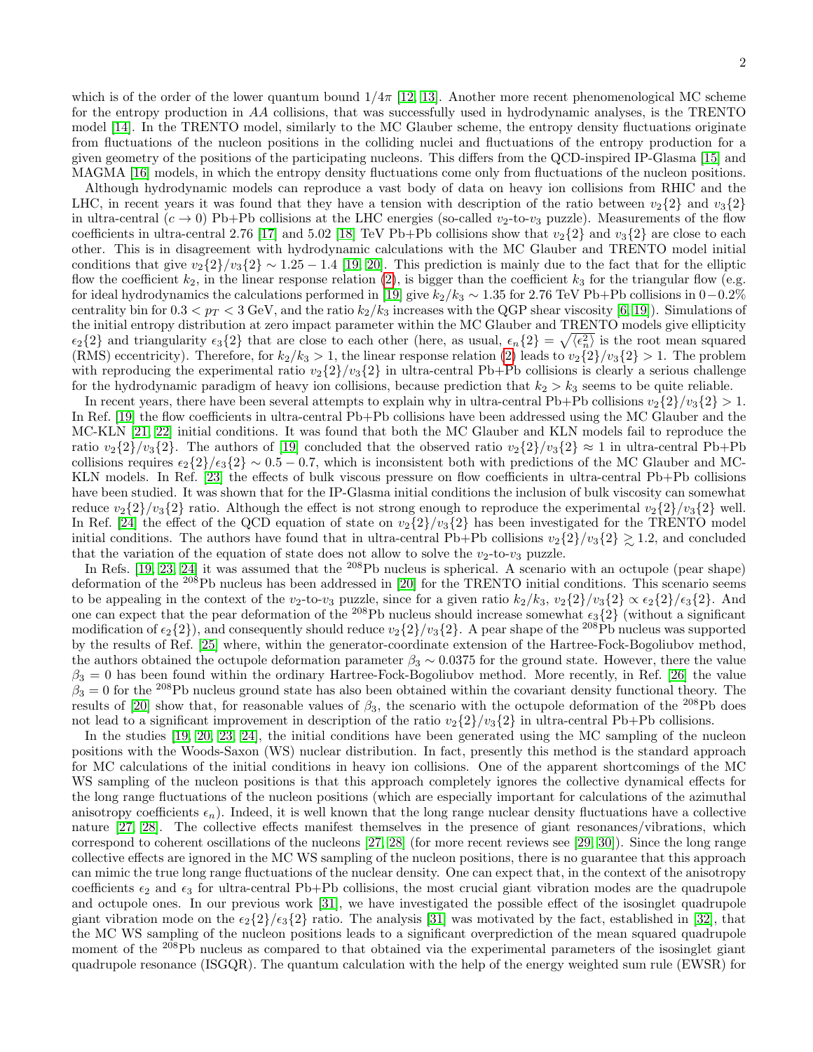which is of the order of the lower quantum bound $1/4\pi$ [12, 13]. Another more recent phenomenological MC scheme for the entropy production in $AA$ collisions, that was successfully used in hydrodynamic analyses, is the TRENTO model [14]. In the TRENTO model, similarly to the MC Glauber scheme, the entropy density fluctuations originate from fluctuations of the nucleon positions in the colliding nuclei and fluctuations of the entropy production for a given geometry of the positions of the participating nucleons. This differs from the QCD-inspired IP-Glasma [15] and MAGMA [16] models, in which the entropy density fluctuations come only from fluctuations of the nucleon positions.

Although hydrodynamic models can reproduce a vast body of data on heavy ion collisions from RHIC and the LHC, in recent years it was found that they have a tension with description of the ratio between $v_2\{2\}$ and $v_3\{2\}$ in ultra-central ($c \to 0$) Pb+Pb collisions at the LHC energies (so-called $v_2$-to-$v_3$ puzzle). Measurements of the flow coefficients in ultra-central 2.76 [17] and 5.02 [18] TeV Pb+Pb collisions show that $v_2\{2\}$ and $v_3\{2\}$ are close to each other. This is in disagreement with hydrodynamic calculations with the MC Glauber and TRENTO model initial conditions that give $v_2\{2\}/v_3\{2\} \sim 1.25 - 1.4$ [19, 20]. This prediction is mainly due to the fact that for the elliptic flow the coefficient $k_2$, in the linear response relation (2), is bigger than the coefficient $k_3$ for the triangular flow (e.g. for ideal hydrodynamics the calculations performed in [19] give $k_2/k_3 \sim 1.35$ for 2.76 TeV Pb+Pb collisions in $0-0.2\%$ centrality bin for $0.3 < p_T < 3$ GeV, and the ratio $k_2/k_3$ increases with the QGP shear viscosity [6, 19]). Simulations of the initial entropy distribution at zero impact parameter within the MC Glauber and TRENTO models give ellipticity $\epsilon_2\{2\}$ and triangularity $\epsilon_3\{2\}$ that are close to each other (here, as usual, $\epsilon_n\{2\} = \sqrt{\langle \epsilon_n^2 \rangle}$ is the root mean squared (RMS) eccentricity). Therefore, for $k_2/k_3 > 1$, the linear response relation (2) leads to $v_2\{2\}/v_3\{2\} > 1$. The problem with reproducing the experimental ratio $v_2\{2\}/v_3\{2\}$ in ultra-central Pb+Pb collisions is clearly a serious challenge for the hydrodynamic paradigm of heavy ion collisions, because prediction that $k_2 > k_3$ seems to be quite reliable.

In recent years, there have been several attempts to explain why in ultra-central Pb+Pb collisions $v_2\{2\}/v_3\{2\} > 1$. In Ref. [19] the flow coefficients in ultra-central Pb+Pb collisions have been addressed using the MC Glauber and the MC-KLN [21, 22] initial conditions. It was found that both the MC Glauber and KLN models fail to reproduce the ratio $v_2\{2\}/v_3\{2\}$. The authors of [19] concluded that the observed ratio $v_2\{2\}/v_3\{2\} \approx 1$ in ultra-central Pb+Pb collisions requires $\epsilon_2\{2\}/\epsilon_3\{2\} \sim 0.5 - 0.7$, which is inconsistent both with predictions of the MC Glauber and MC-KLN models. In Ref. [23] the effects of bulk viscous pressure on flow coefficients in ultra-central Pb+Pb collisions have been studied. It was shown that for the IP-Glasma initial conditions the inclusion of bulk viscosity can somewhat reduce $v_2\{2\}/v_3\{2\}$ ratio. Although the effect is not strong enough to reproduce the experimental $v_2\{2\}/v_3\{2\}$ well. In Ref. [24] the effect of the QCD equation of state on $v_2\{2\}/v_3\{2\}$ has been investigated for the TRENTO model initial conditions. The authors have found that in ultra-central Pb+Pb collisions $v_2\{2\}/v_3\{2\} \gtrsim 1.2$, and concluded that the variation of the equation of state does not allow to solve the $v_2$-to-$v_3$ puzzle.

In Refs. [19, 23, 24] it was assumed that the $^{208}$Pb nucleus is spherical. A scenario with an octupole (pear shape) deformation of the $^{208}$Pb nucleus has been addressed in [20] for the TRENTO initial conditions. This scenario seems to be appealing in the context of the $v_2$-to-$v_3$ puzzle, since for a given ratio $k_2/k_3$, $v_2\{2\}/v_3\{2\} \propto \epsilon_2\{2\}/\epsilon_3\{2\}$. And one can expect that the pear deformation of the $^{208}$Pb nucleus should increase somewhat $\epsilon_3\{2\}$ (without a significant modification of $\epsilon_2\{2\}$), and consequently should reduce $v_2\{2\}/v_3\{2\}$. A pear shape of the $^{208}$Pb nucleus was supported by the results of Ref. [25] where, within the generator-coordinate extension of the Hartree-Fock-Bogoliubov method, the authors obtained the octupole deformation parameter $\beta_3 \sim 0.0375$ for the ground state. However, there the value $\beta_3 = 0$ has been found within the ordinary Hartree-Fock-Bogoliubov method. More recently, in Ref. [26] the value $\beta_3 = 0$ for the $^{208}$Pb nucleus ground state has also been obtained within the covariant density functional theory. The results of [20] show that, for reasonable values of $\beta_3$, the scenario with the octupole deformation of the $^{208}$Pb does not lead to a significant improvement in description of the ratio $v_2\{2\}/v_3\{2\}$ in ultra-central Pb+Pb collisions.

In the studies [19, 20, 23, 24], the initial conditions have been generated using the MC sampling of the nucleon positions with the Woods-Saxon (WS) nuclear distribution. In fact, presently this method is the standard approach for MC calculations of the initial conditions in heavy ion collisions. One of the apparent shortcomings of the MC WS sampling of the nucleon positions is that this approach completely ignores the collective dynamical effects for the long range fluctuations of the nucleon positions (which are especially important for calculations of the azimuthal anisotropy coefficients $\epsilon_n$). Indeed, it is well known that the long range nuclear density fluctuations have a collective nature [27, 28]. The collective effects manifest themselves in the presence of giant resonances/vibrations, which correspond to coherent oscillations of the nucleons [27, 28] (for more recent reviews see [29, 30]). Since the long range collective effects are ignored in the MC WS sampling of the nucleon positions, there is no guarantee that this approach can mimic the true long range fluctuations of the nuclear density. One can expect that, in the context of the anisotropy coefficients $\epsilon_2$ and $\epsilon_3$ for ultra-central Pb+Pb collisions, the most crucial giant vibration modes are the quadrupole and octupole ones. In our previous work [31], we have investigated the possible effect of the isosinglet quadrupole giant vibration mode on the $\epsilon_2\{2\}/\epsilon_3\{2\}$ ratio. The analysis [31] was motivated by the fact, established in [32], that the MC WS sampling of the nucleon positions leads to a significant overprediction of the mean squared quadrupole moment of the $^{208}$Pb nucleus as compared to that obtained via the experimental parameters of the isosinglet giant quadrupole resonance (ISGQR). The quantum calculation with the help of the energy weighted sum rule (EWSR) for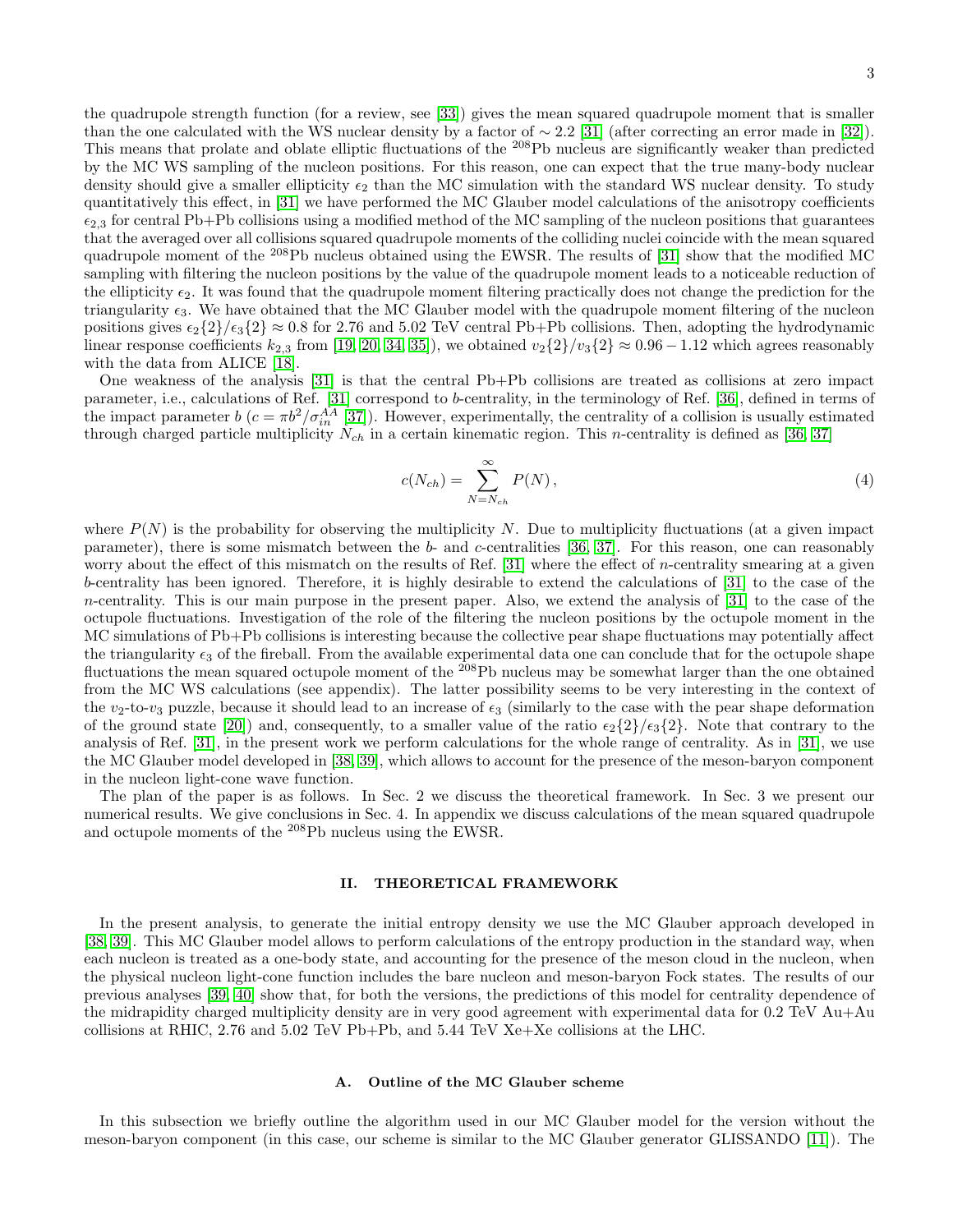the quadrupole strength function (for a review, see [33]) gives the mean squared quadrupole moment that is smaller than the one calculated with the WS nuclear density by a factor of $\sim 2.2$ [31] (after correcting an error made in [32]). This means that prolate and oblate elliptic fluctuations of the $^{208}$Pb nucleus are significantly weaker than predicted by the MC WS sampling of the nucleon positions. For this reason, one can expect that the true many-body nuclear density should give a smaller ellipticity $\epsilon_2$ than the MC simulation with the standard WS nuclear density. To study quantitatively this effect, in [31] we have performed the MC Glauber model calculations of the anisotropy coefficients $\epsilon_{2,3}$ for central Pb+Pb collisions using a modified method of the MC sampling of the nucleon positions that guarantees that the averaged over all collisions squared quadrupole moments of the colliding nuclei coincide with the mean squared quadrupole moment of the $^{208}$Pb nucleus obtained using the EWSR. The results of [31] show that the modified MC sampling with filtering the nucleon positions by the value of the quadrupole moment leads to a noticeable reduction of the ellipticity $\epsilon_2$. It was found that the quadrupole moment filtering practically does not change the prediction for the triangularity $\epsilon_3$. We have obtained that the MC Glauber model with the quadrupole moment filtering of the nucleon positions gives $\epsilon_2\{2\}/\epsilon_3\{2\} \approx 0.8$ for 2.76 and 5.02 TeV central Pb+Pb collisions. Then, adopting the hydrodynamic linear response coefficients $k_{2,3}$ from [19, 20, 34, 35]), we obtained $v_2\{2\}/v_3\{2\} \approx 0.96-1.12$ which agrees reasonably with the data from ALICE [18].

One weakness of the analysis [31] is that the central Pb+Pb collisions are treated as collisions at zero impact parameter, i.e., calculations of Ref. [31] correspond to $b$-centrality, in the terminology of Ref. [36], defined in terms of the impact parameter $b$ ($c = \pi b^2/\sigma_{in}^{AA}$ [37]). However, experimentally, the centrality of a collision is usually estimated through charged particle multiplicity $N_{ch}$ in a certain kinematic region. This $n$-centrality is defined as [36, 37]

$$c(N_{ch}) = \sum_{N=N_{ch}}^{\infty} P(N)\,, \tag{4}$$

where $P(N)$ is the probability for observing the multiplicity $N$. Due to multiplicity fluctuations (at a given impact parameter), there is some mismatch between the $b$- and $c$-centralities [36, 37]. For this reason, one can reasonably worry about the effect of this mismatch on the results of Ref. [31] where the effect of $n$-centrality smearing at a given $b$-centrality has been ignored. Therefore, it is highly desirable to extend the calculations of [31] to the case of the $n$-centrality. This is our main purpose in the present paper. Also, we extend the analysis of [31] to the case of the octupole fluctuations. Investigation of the role of the filtering the nucleon positions by the octupole moment in the MC simulations of Pb+Pb collisions is interesting because the collective pear shape fluctuations may potentially affect the triangularity $\epsilon_3$ of the fireball. From the available experimental data one can conclude that for the octupole shape fluctuations the mean squared octupole moment of the $^{208}$Pb nucleus may be somewhat larger than the one obtained from the MC WS calculations (see appendix). The latter possibility seems to be very interesting in the context of the $v_2$-to-$v_3$ puzzle, because it should lead to an increase of $\epsilon_3$ (similarly to the case with the pear shape deformation of the ground state [20]) and, consequently, to a smaller value of the ratio $\epsilon_2\{2\}/\epsilon_3\{2\}$. Note that contrary to the analysis of Ref. [31], in the present work we perform calculations for the whole range of centrality. As in [31], we use the MC Glauber model developed in [38, 39], which allows to account for the presence of the meson-baryon component in the nucleon light-cone wave function.

The plan of the paper is as follows. In Sec. 2 we discuss the theoretical framework. In Sec. 3 we present our numerical results. We give conclusions in Sec. 4. In appendix we discuss calculations of the mean squared quadrupole and octupole moments of the $^{208}$Pb nucleus using the EWSR.

## II. THEORETICAL FRAMEWORK

In the present analysis, to generate the initial entropy density we use the MC Glauber approach developed in [38, 39]. This MC Glauber model allows to perform calculations of the entropy production in the standard way, when each nucleon is treated as a one-body state, and accounting for the presence of the meson cloud in the nucleon, when the physical nucleon light-cone function includes the bare nucleon and meson-baryon Fock states. The results of our previous analyses [39, 40] show that, for both the versions, the predictions of this model for centrality dependence of the midrapidity charged multiplicity density are in very good agreement with experimental data for 0.2 TeV Au+Au collisions at RHIC, 2.76 and 5.02 TeV Pb+Pb, and 5.44 TeV Xe+Xe collisions at the LHC.

### A. Outline of the MC Glauber scheme

In this subsection we briefly outline the algorithm used in our MC Glauber model for the version without the meson-baryon component (in this case, our scheme is similar to the MC Glauber generator GLISSANDO [11]). The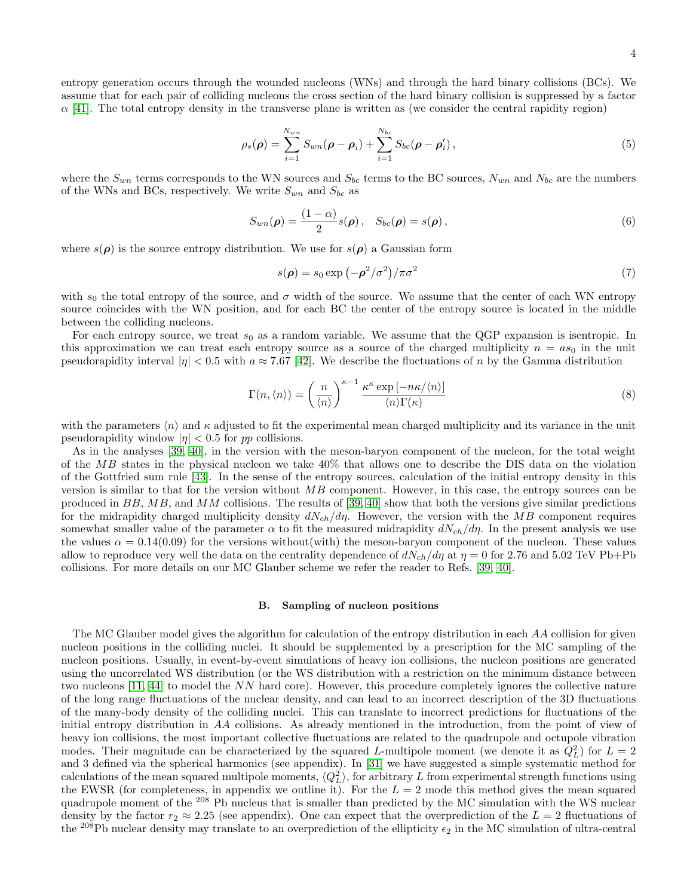entropy generation occurs through the wounded nucleons (WNs) and through the hard binary collisions (BCs). We assume that for each pair of colliding nucleons the cross section of the hard binary collision is suppressed by a factor $\alpha$ [41]. The total entropy density in the transverse plane is written as (we consider the central rapidity region)

$$\rho_s(\boldsymbol{\rho}) = \sum_{i=1}^{N_{wn}} S_{wn}(\boldsymbol{\rho} - \boldsymbol{\rho}_i) + \sum_{i=1}^{N_{bc}} S_{bc}(\boldsymbol{\rho} - \boldsymbol{\rho}'_i)\,, \tag{5}$$

where the $S_{wn}$ terms corresponds to the WN sources and $S_{bc}$ terms to the BC sources, $N_{wn}$ and $N_{bc}$ are the numbers of the WNs and BCs, respectively. We write $S_{wn}$ and $S_{bc}$ as

$$S_{wn}(\boldsymbol{\rho}) = \frac{(1-\alpha)}{2} s(\boldsymbol{\rho})\,, \quad S_{bc}(\boldsymbol{\rho}) = s(\boldsymbol{\rho})\,, \tag{6}$$

where $s(\boldsymbol{\rho})$ is the source entropy distribution. We use for $s(\boldsymbol{\rho})$ a Gaussian form

$$s(\boldsymbol{\rho}) = s_0 \exp\left(-\boldsymbol{\rho}^2/\sigma^2\right)/\pi\sigma^2 \tag{7}$$

with $s_0$ the total entropy of the source, and $\sigma$ width of the source. We assume that the center of each WN entropy source coincides with the WN position, and for each BC the center of the entropy source is located in the middle between the colliding nucleons.

For each entropy source, we treat $s_0$ as a random variable. We assume that the QGP expansion is isentropic. In this approximation we can treat each entropy source as a source of the charged multiplicity $n = as_0$ in the unit pseudorapidity interval $|\eta| < 0.5$ with $a \approx 7.67$ [42]. We describe the fluctuations of $n$ by the Gamma distribution

$$\Gamma(n, \langle n \rangle) = \left(\frac{n}{\langle n \rangle}\right)^{\kappa - 1} \frac{\kappa^\kappa \exp\left[-n\kappa/\langle n \rangle\right]}{\langle n \rangle \Gamma(\kappa)} \tag{8}$$

with the parameters $\langle n \rangle$ and $\kappa$ adjusted to fit the experimental mean charged multiplicity and its variance in the unit pseudorapidity window $|\eta| < 0.5$ for $pp$ collisions.

As in the analyses [39, 40], in the version with the meson-baryon component of the nucleon, for the total weight of the $MB$ states in the physical nucleon we take 40% that allows one to describe the DIS data on the violation of the Gottfried sum rule [43]. In the sense of the entropy sources, calculation of the initial entropy density in this version is similar to that for the version without $MB$ component. However, in this case, the entropy sources can be produced in $BB$, $MB$, and $MM$ collisions. The results of [39, 40] show that both the versions give similar predictions for the midrapidity charged multiplicity density $dN_{ch}/d\eta$. However, the version with the $MB$ component requires somewhat smaller value of the parameter $\alpha$ to fit the measured midrapidity $dN_{ch}/d\eta$. In the present analysis we use the values $\alpha = 0.14(0.09)$ for the versions without(with) the meson-baryon component of the nucleon. These values allow to reproduce very well the data on the centrality dependence of $dN_{ch}/d\eta$ at $\eta = 0$ for 2.76 and 5.02 TeV Pb+Pb collisions. For more details on our MC Glauber scheme we refer the reader to Refs. [39, 40].

### B. Sampling of nucleon positions

The MC Glauber model gives the algorithm for calculation of the entropy distribution in each $AA$ collision for given nucleon positions in the colliding nuclei. It should be supplemented by a prescription for the MC sampling of the nucleon positions. Usually, in event-by-event simulations of heavy ion collisions, the nucleon positions are generated using the uncorrelated WS distribution (or the WS distribution with a restriction on the minimum distance between two nucleons [11, 44] to model the $NN$ hard core). However, this procedure completely ignores the collective nature of the long range fluctuations of the nuclear density, and can lead to an incorrect description of the 3D fluctuations of the many-body density of the colliding nuclei. This can translate to incorrect predictions for fluctuations of the initial entropy distribution in $AA$ collisions. As already mentioned in the introduction, from the point of view of heavy ion collisions, the most important collective fluctuations are related to the quadrupole and octupole vibration modes. Their magnitude can be characterized by the squared $L$-multipole moment (we denote it as $Q_L^2$) for $L = 2$ and 3 defined via the spherical harmonics (see appendix). In [31] we have suggested a simple systematic method for calculations of the mean squared multipole moments, $\langle Q_L^2 \rangle$, for arbitrary $L$ from experimental strength functions using the EWSR (for completeness, in appendix we outline it). For the $L = 2$ mode this method gives the mean squared quadrupole moment of the $^{208}$ Pb nucleus that is smaller than predicted by the MC simulation with the WS nuclear density by the factor $r_2 \approx 2.25$ (see appendix). One can expect that the overprediction of the $L = 2$ fluctuations of the $^{208}$Pb nuclear density may translate to an overprediction of the ellipticity $\epsilon_2$ in the MC simulation of ultra-central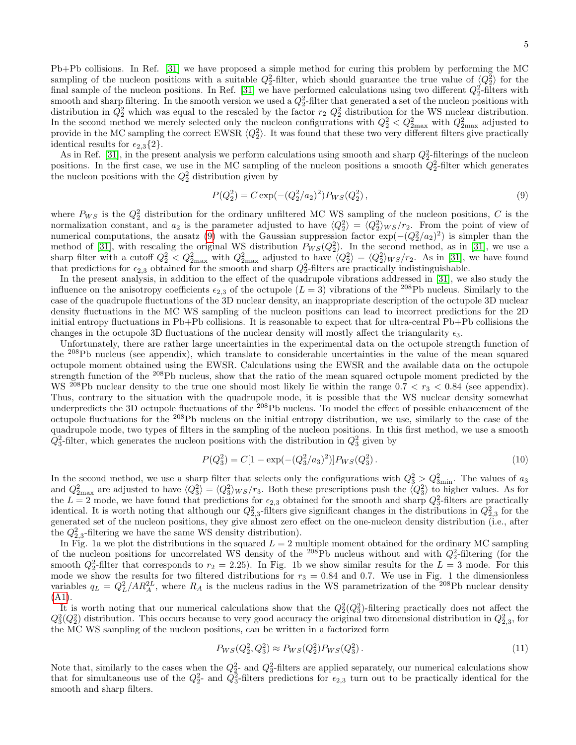Pb+Pb collisions. In Ref. [31] we have proposed a simple method for curing this problem by performing the MC sampling of the nucleon positions with a suitable $Q_2^2$-filter, which should guarantee the true value of $\langle Q_2^2\rangle$ for the final sample of the nucleon positions. In Ref. [31] we have performed calculations using two different $Q_2^2$-filters with smooth and sharp filtering. In the smooth version we used a $Q_2^2$-filter that generated a set of the nucleon positions with distribution in $Q_2^2$ which was equal to the rescaled by the factor $r_2$ $Q_2^2$ distribution for the WS nuclear distribution. In the second method we merely selected only the nucleon configurations with $Q_2^2 < Q_{2\max}^2$ with $Q_{2\max}^2$ adjusted to provide in the MC sampling the correct EWSR $\langle Q_2^2\rangle$. It was found that these two very different filters give practically identical results for $\epsilon_{2,3}\{2\}$.

As in Ref. [31], in the present analysis we perform calculations using smooth and sharp $Q_2^2$-filterings of the nucleon positions. In the first case, we use in the MC sampling of the nucleon positions a smooth $Q_2^2$-filter which generates the nucleon positions with the $Q_2^2$ distribution given by

$$P(Q_2^2) = C\exp(-(Q_2^2/a_2)^2)P_{WS}(Q_2^2)\,, \tag{9}$$

where $P_{WS}$ is the $Q_2^2$ distribution for the ordinary unfiltered MC WS sampling of the nucleon positions, $C$ is the normalization constant, and $a_2$ is the parameter adjusted to have $\langle Q_2^2\rangle = \langle Q_2^2\rangle_{WS}/r_2$. From the point of view of numerical computations, the ansatz (9) with the Gaussian suppression factor $\exp(-(Q_2^2/a_2)^2)$ is simpler than the method of [31], with rescaling the original WS distribution $P_{WS}(Q_2^2)$. In the second method, as in [31], we use a sharp filter with a cutoff $Q_2^2 < Q_{2\max}^2$ with $Q_{2\max}^2$ adjusted to have $\langle Q_2^2\rangle = \langle Q_2^2\rangle_{WS}/r_2$. As in [31], we have found that predictions for $\epsilon_{2,3}$ obtained for the smooth and sharp $Q_2^2$-filters are practically indistinguishable.

In the present analysis, in addition to the effect of the quadrupole vibrations addressed in [31], we also study the influence on the anisotropy coefficients $\epsilon_{2,3}$ of the octupole ($L = 3$) vibrations of the $^{208}$Pb nucleus. Similarly to the case of the quadrupole fluctuations of the 3D nuclear density, an inappropriate description of the octupole 3D nuclear density fluctuations in the MC WS sampling of the nucleon positions can lead to incorrect predictions for the 2D initial entropy fluctuations in Pb+Pb collisions. It is reasonable to expect that for ultra-central Pb+Pb collisions the changes in the octupole 3D fluctuations of the nuclear density will mostly affect the triangularity $\epsilon_3$.

Unfortunately, there are rather large uncertainties in the experimental data on the octupole strength function of the $^{208}$Pb nucleus (see appendix), which translate to considerable uncertainties in the value of the mean squared octupole moment obtained using the EWSR. Calculations using the EWSR and the available data on the octupole strength function of the $^{208}$Pb nucleus, show that the ratio of the mean squared octupole moment predicted by the WS $^{208}$Pb nuclear density to the true one should most likely lie within the range $0.7 < r_3 < 0.84$ (see appendix). Thus, contrary to the situation with the quadrupole mode, it is possible that the WS nuclear density somewhat underpredicts the 3D octupole fluctuations of the $^{208}$Pb nucleus. To model the effect of possible enhancement of the octupole fluctuations for the $^{208}$Pb nucleus on the initial entropy distribution, we use, similarly to the case of the quadrupole mode, two types of filters in the sampling of the nucleon positions. In this first method, we use a smooth $Q_3^2$-filter, which generates the nucleon positions with the distribution in $Q_3^2$ given by

$$P(Q_3^2) = C[1-\exp(-(Q_3^2/a_3)^2)]P_{WS}(Q_3^2)\,. \tag{10}$$

In the second method, we use a sharp filter that selects only the configurations with $Q_3^2 > Q_{3\min}^2$. The values of $a_3$ and $Q_{2\max}^2$ are adjusted to have $\langle Q_3^2\rangle = \langle Q_3^2\rangle_{WS}/r_3$. Both these prescriptions push the $\langle Q_3^2\rangle$ to higher values. As for the $L = 2$ mode, we have found that predictions for $\epsilon_{2,3}$ obtained for the smooth and sharp $Q_3^2$-filters are practically identical. It is worth noting that although our $Q_{2,3}^2$-filters give significant changes in the distributions in $Q_{2,3}^2$ for the generated set of the nucleon positions, they give almost zero effect on the one-nucleon density distribution (i.e., after the $Q_{2,3}^2$-filtering we have the same WS density distribution).

In Fig. 1a we plot the distributions in the squared $L = 2$ multiple moment obtained for the ordinary MC sampling of the nucleon positions for uncorrelated WS density of the $^{208}$Pb nucleus without and with $Q_2^2$-filtering (for the smooth $Q_2^2$-filter that corresponds to $r_2 = 2.25$). In Fig. 1b we show similar results for the $L = 3$ mode. For this mode we show the results for two filtered distributions for $r_3 = 0.84$ and 0.7. We use in Fig. 1 the dimensionless variables $q_L = Q_L^2/AR_A^{2L}$, where $R_A$ is the nucleus radius in the WS parametrization of the $^{208}$Pb nuclear density (A1).

It is worth noting that our numerical calculations show that the $Q_2^2(Q_3^2)$-filtering practically does not affect the $Q_3^2(Q_2^2)$ distribution. This occurs because to very good accuracy the original two dimensional distribution in $Q_{2,3}^2$, for the MC WS sampling of the nucleon positions, can be written in a factorized form

$$P_{WS}(Q_2^2, Q_3^2) \approx P_{WS}(Q_2^2)P_{WS}(Q_3^2)\,. \tag{11}$$

Note that, similarly to the cases when the $Q_2^2$- and $Q_3^2$-filters are applied separately, our numerical calculations show that for simultaneous use of the $Q_2^2$- and $Q_3^2$-filters predictions for $\epsilon_{2,3}$ turn out to be practically identical for the smooth and sharp filters.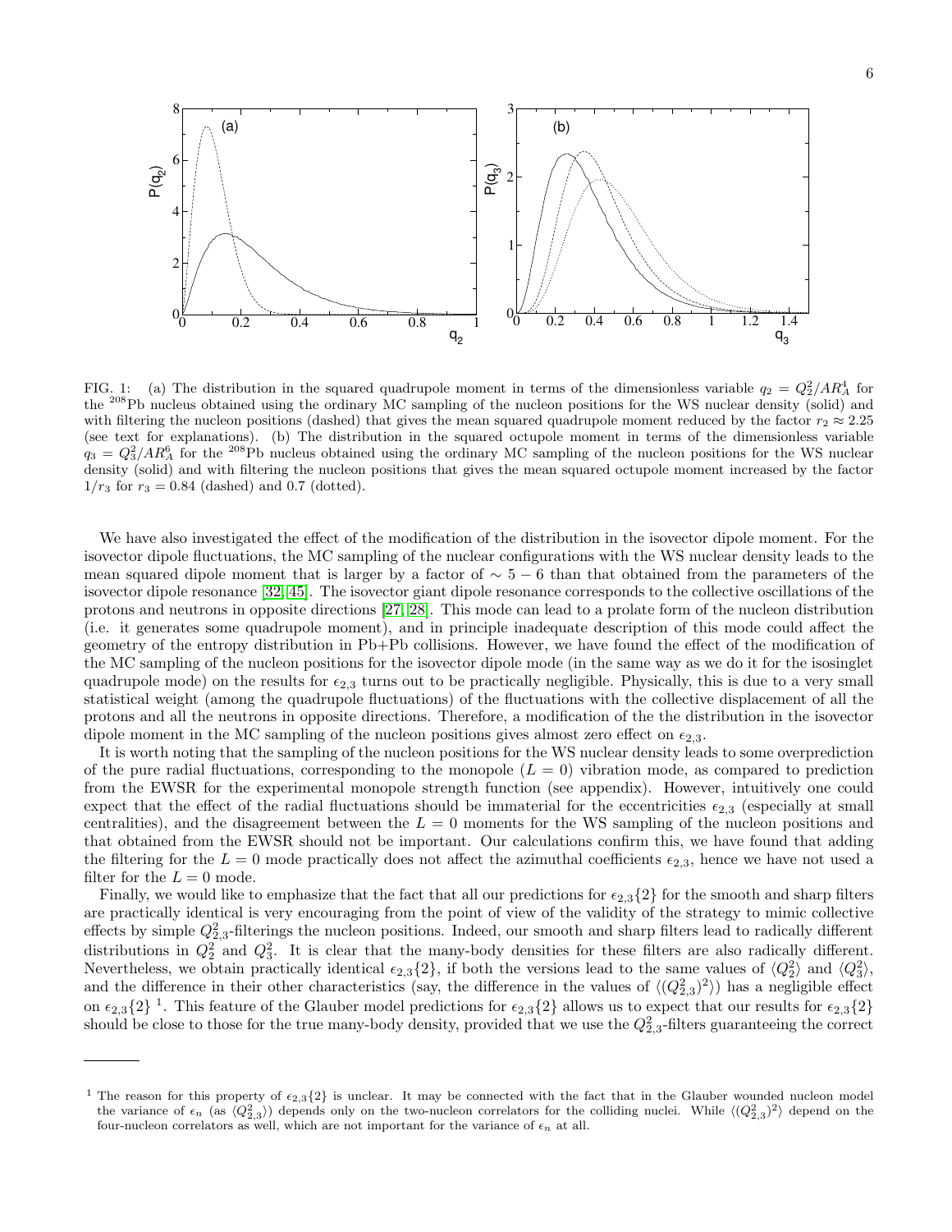(a)

P($q_2$)

8
6
4
2
0

0 0.2 0.4 0.6 0.8 1

$q_2$

(b)

P($q_3$)

3
2
1
0

0 0.2 0.4 0.6 0.8 1 1.2 1.4

$q_3$

FIG. 1: (a) The distribution in the squared quadrupole moment in terms of the dimensionless variable $q_2 = Q_2^2/AR_A^4$ for the $^{208}$Pb nucleus obtained using the ordinary MC sampling of the nucleon positions for the WS nuclear density (solid) and with filtering the nucleon positions (dashed) that gives the mean squared quadrupole moment reduced by the factor $r_2 \approx 2.25$ (see text for explanations). (b) The distribution in the squared octupole moment in terms of the dimensionless variable $q_3 = Q_3^2/AR_A^6$ for the $^{208}$Pb nucleus obtained using the ordinary MC sampling of the nucleon positions for the WS nuclear density (solid) and with filtering the nucleon positions that gives the mean squared octupole moment increased by the factor $1/r_3$ for $r_3 = 0.84$ (dashed) and 0.7 (dotted).

We have also investigated the effect of the modification of the distribution in the isovector dipole moment. For the isovector dipole fluctuations, the MC sampling of the nuclear configurations with the WS nuclear density leads to the mean squared dipole moment that is larger by a factor of $\sim 5-6$ than that obtained from the parameters of the isovector dipole resonance [32, 45]. The isovector giant dipole resonance corresponds to the collective oscillations of the protons and neutrons in opposite directions [27, 28]. This mode can lead to a prolate form of the nucleon distribution (i.e. it generates some quadrupole moment), and in principle inadequate description of this mode could affect the geometry of the entropy distribution in Pb+Pb collisions. However, we have found the effect of the modification of the MC sampling of the nucleon positions for the isovector dipole mode (in the same way as we do it for the isosinglet quadrupole mode) on the results for $\epsilon_{2,3}$ turns out to be practically negligible. Physically, this is due to a very small statistical weight (among the quadrupole fluctuations) of the fluctuations with the collective displacement of all the protons and all the neutrons in opposite directions. Therefore, a modification of the the distribution in the isovector dipole moment in the MC sampling of the nucleon positions gives almost zero effect on $\epsilon_{2,3}$.

It is worth noting that the sampling of the nucleon positions for the WS nuclear density leads to some overprediction of the pure radial fluctuations, corresponding to the monopole ($L = 0$) vibration mode, as compared to prediction from the EWSR for the experimental monopole strength function (see appendix). However, intuitively one could expect that the effect of the radial fluctuations should be immaterial for the eccentricities $\epsilon_{2,3}$ (especially at small centralities), and the disagreement between the $L = 0$ moments for the WS sampling of the nucleon positions and that obtained from the EWSR should not be important. Our calculations confirm this, we have found that adding the filtering for the $L = 0$ mode practically does not affect the azimuthal coefficients $\epsilon_{2,3}$, hence we have not used a filter for the $L = 0$ mode.

Finally, we would like to emphasize that the fact that all our predictions for $\epsilon_{2,3}\{2\}$ for the smooth and sharp filters are practically identical is very encouraging from the point of view of the validity of the strategy to mimic collective effects by simple $Q_{2,3}^2$-filterings the nucleon positions. Indeed, our smooth and sharp filters lead to radically different distributions in $Q_2^2$ and $Q_3^2$. It is clear that the many-body densities for these filters are also radically different. Nevertheless, we obtain practically identical $\epsilon_{2,3}\{2\}$, if both the versions lead to the same values of $\langle Q_2^2 \rangle$ and $\langle Q_3^2 \rangle$, and the difference in their other characteristics (say, the difference in the values of $\langle (Q_{2,3}^2)^2 \rangle$) has a negligible effect on $\epsilon_{2,3}\{2\}$ [1]. This feature of the Glauber model predictions for $\epsilon_{2,3}\{2\}$ allows us to expect that our results for $\epsilon_{2,3}\{2\}$ should be close to those for the true many-body density, provided that we use the $Q_{2,3}^2$-filters guaranteeing the correct

---

[1] The reason for this property of $\epsilon_{2,3}\{2\}$ is unclear. It may be connected with the fact that in the Glauber wounded nucleon model the variance of $\epsilon_n$ (as $\langle Q_{2,3}^2 \rangle$) depends only on the two-nucleon correlators for the colliding nuclei. While $\langle (Q_{2,3}^2)^2 \rangle$ depend on the four-nucleon correlators as well, which are not important for the variance of $\epsilon_n$ at all.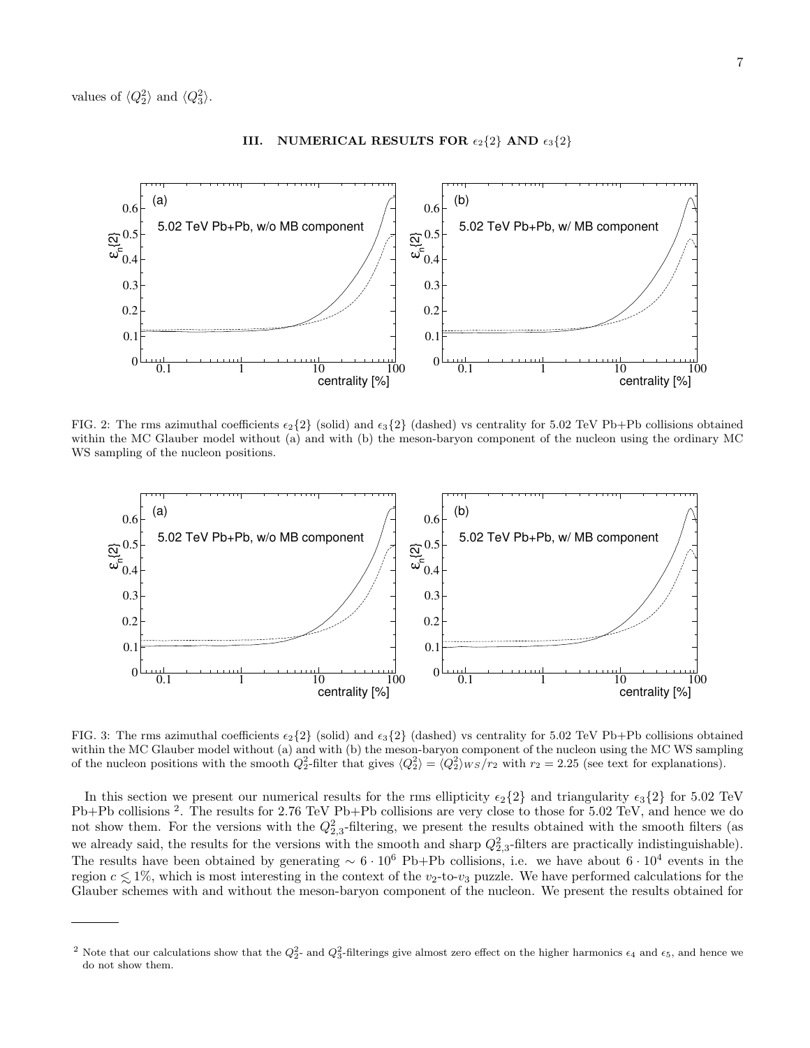values of $\langle Q_2^2 \rangle$ and $\langle Q_3^2 \rangle$.

## III. NUMERICAL RESULTS FOR $\epsilon_2\{2\}$ AND $\epsilon_3\{2\}$

(a)

5.02 TeV Pb+Pb, w/o MB component

$\epsilon_n\{2\}$

centrality [%]

(b)

5.02 TeV Pb+Pb, w/ MB component

$\epsilon_n\{2\}$

centrality [%]

FIG. 2: The rms azimuthal coefficients $\epsilon_2\{2\}$ (solid) and $\epsilon_3\{2\}$ (dashed) vs centrality for 5.02 TeV Pb+Pb collisions obtained within the MC Glauber model without (a) and with (b) the meson-baryon component of the nucleon using the ordinary MC WS sampling of the nucleon positions.

(a)

5.02 TeV Pb+Pb, w/o MB component

$\epsilon_n\{2\}$

centrality [%]

(b)

5.02 TeV Pb+Pb, w/ MB component

$\epsilon_n\{2\}$

centrality [%]

FIG. 3: The rms azimuthal coefficients $\epsilon_2\{2\}$ (solid) and $\epsilon_3\{2\}$ (dashed) vs centrality for 5.02 TeV Pb+Pb collisions obtained within the MC Glauber model without (a) and with (b) the meson-baryon component of the nucleon using the MC WS sampling of the nucleon positions with the smooth $Q_2^2$-filter that gives $\langle Q_2^2 \rangle = \langle Q_2^2 \rangle_{WS}/r_2$ with $r_2 = 2.25$ (see text for explanations).

In this section we present our numerical results for the rms ellipticity $\epsilon_2\{2\}$ and triangularity $\epsilon_3\{2\}$ for 5.02 TeV Pb+Pb collisions [2]. The results for 2.76 TeV Pb+Pb collisions are very close to those for 5.02 TeV, and hence we do not show them. For the versions with the $Q_{2,3}^2$-filtering, we present the results obtained with the smooth filters (as we already said, the results for the versions with the smooth and sharp $Q_{2,3}^2$-filters are practically indistinguishable). The results have been obtained by generating $\sim 6 \cdot 10^6$ Pb+Pb collisions, i.e. we have about $6 \cdot 10^4$ events in the region $c \lesssim 1\%$, which is most interesting in the context of the $v_2$-to-$v_3$ puzzle. We have performed calculations for the Glauber schemes with and without the meson-baryon component of the nucleon. We present the results obtained for

[2] Note that our calculations show that the $Q_2^2$- and $Q_3^2$-filterings give almost zero effect on the higher harmonics $\epsilon_4$ and $\epsilon_5$, and hence we do not show them.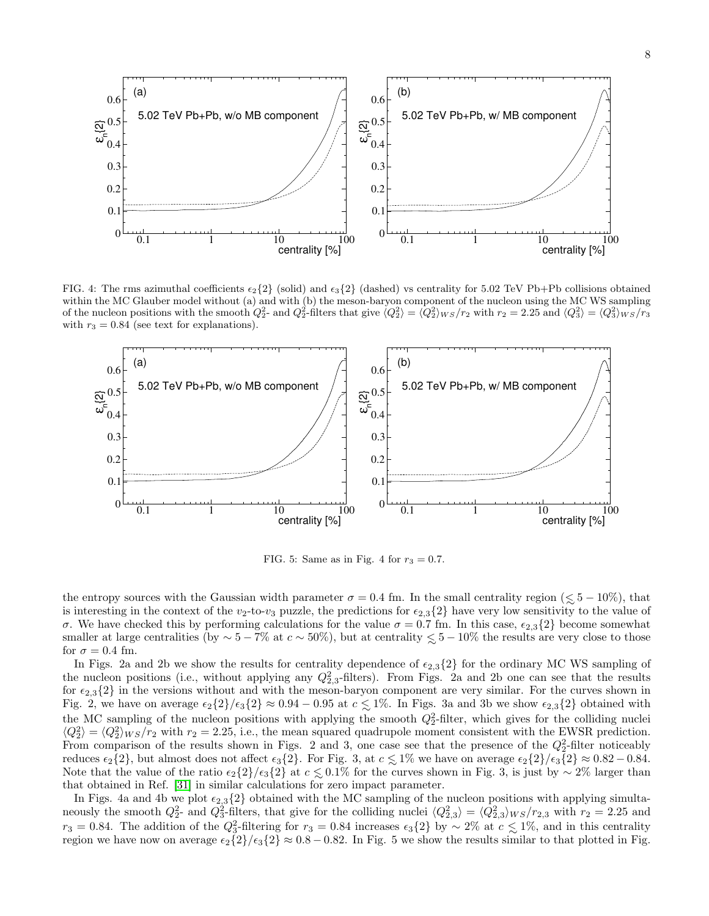(a)

5.02 TeV Pb+Pb, w/o MB component

$\epsilon_n\{2\}$

0 0.1 0.2 0.3 0.4 0.5 0.6

0.1 1 10 100

centrality [%]

(b)

5.02 TeV Pb+Pb, w/ MB component

$\epsilon_n\{2\}$

0 0.1 0.2 0.3 0.4 0.5 0.6

0.1 1 10 100

centrality [%]

FIG. 4: The rms azimuthal coefficients $\epsilon_2\{2\}$ (solid) and $\epsilon_3\{2\}$ (dashed) vs centrality for 5.02 TeV Pb+Pb collisions obtained within the MC Glauber model without (a) and with (b) the meson-baryon component of the nucleon using the MC WS sampling of the nucleon positions with the smooth $Q_2^2$- and $Q_3^2$-filters that give $\langle Q_2^2\rangle = \langle Q_2^2\rangle_{WS}/r_2$ with $r_2 = 2.25$ and $\langle Q_3^2\rangle = \langle Q_3^2\rangle_{WS}/r_3$ with $r_3 = 0.84$ (see text for explanations).

(a)

5.02 TeV Pb+Pb, w/o MB component

$\epsilon_n\{2\}$

0 0.1 0.2 0.3 0.4 0.5 0.6

0.1 1 10 100

centrality [%]

(b)

5.02 TeV Pb+Pb, w/ MB component

$\epsilon_n\{2\}$

0 0.1 0.2 0.3 0.4 0.5 0.6

0.1 1 10 100

centrality [%]

FIG. 5: Same as in Fig. 4 for $r_3 = 0.7$.

the entropy sources with the Gaussian width parameter $\sigma = 0.4$ fm. In the small centrality region ($\lesssim 5-10\%$), that is interesting in the context of the $v_2$-to-$v_3$ puzzle, the predictions for $\epsilon_{2,3}\{2\}$ have very low sensitivity to the value of $\sigma$. We have checked this by performing calculations for the value $\sigma = 0.7$ fm. In this case, $\epsilon_{2,3}\{2\}$ become somewhat smaller at large centralities (by $\sim 5-7\%$ at $c \sim 50\%$), but at centrality $\lesssim 5-10\%$ the results are very close to those for $\sigma = 0.4$ fm.

In Figs. 2a and 2b we show the results for centrality dependence of $\epsilon_{2,3}\{2\}$ for the ordinary MC WS sampling of the nucleon positions (i.e., without applying any $Q_{2,3}^2$-filters). From Figs. 2a and 2b one can see that the results for $\epsilon_{2,3}\{2\}$ in the versions without and with the meson-baryon component are very similar. For the curves shown in Fig. 2, we have on average $\epsilon_2\{2\}/\epsilon_3\{2\} \approx 0.94-0.95$ at $c \lesssim 1\%$. In Figs. 3a and 3b we show $\epsilon_{2,3}\{2\}$ obtained with the MC sampling of the nucleon positions with applying the smooth $Q_2^2$-filter, which gives for the colliding nuclei $\langle Q_2^2\rangle = \langle Q_2^2\rangle_{WS}/r_2$ with $r_2 = 2.25$, i.e., the mean squared quadrupole moment consistent with the EWSR prediction. From comparison of the results shown in Figs. 2 and 3, one case see that the presence of the $Q_2^2$-filter noticeably reduces $\epsilon_2\{2\}$, but almost does not affect $\epsilon_3\{2\}$. For Fig. 3, at $c \lesssim 1\%$ we have on average $\epsilon_2\{2\}/\epsilon_3\{2\} \approx 0.82-0.84$. Note that the value of the ratio $\epsilon_2\{2\}/\epsilon_3\{2\}$ at $c \lesssim 0.1\%$ for the curves shown in Fig. 3, is just by $\sim 2\%$ larger than that obtained in Ref. [31] in similar calculations for zero impact parameter.

In Figs. 4a and 4b we plot $\epsilon_{2,3}\{2\}$ obtained with the MC sampling of the nucleon positions with applying simultaneously the smooth $Q_2^2$- and $Q_3^2$-filters, that give for the colliding nuclei $\langle Q_{2,3}^2\rangle = \langle Q_{2,3}^2\rangle_{WS}/r_{2,3}$ with $r_2 = 2.25$ and $r_3 = 0.84$. The addition of the $Q_3^2$-filtering for $r_3 = 0.84$ increases $\epsilon_3\{2\}$ by $\sim 2\%$ at $c \lesssim 1\%$, and in this centrality region we have now on average $\epsilon_2\{2\}/\epsilon_3\{2\} \approx 0.8-0.82$. In Fig. 5 we show the results similar to that plotted in Fig.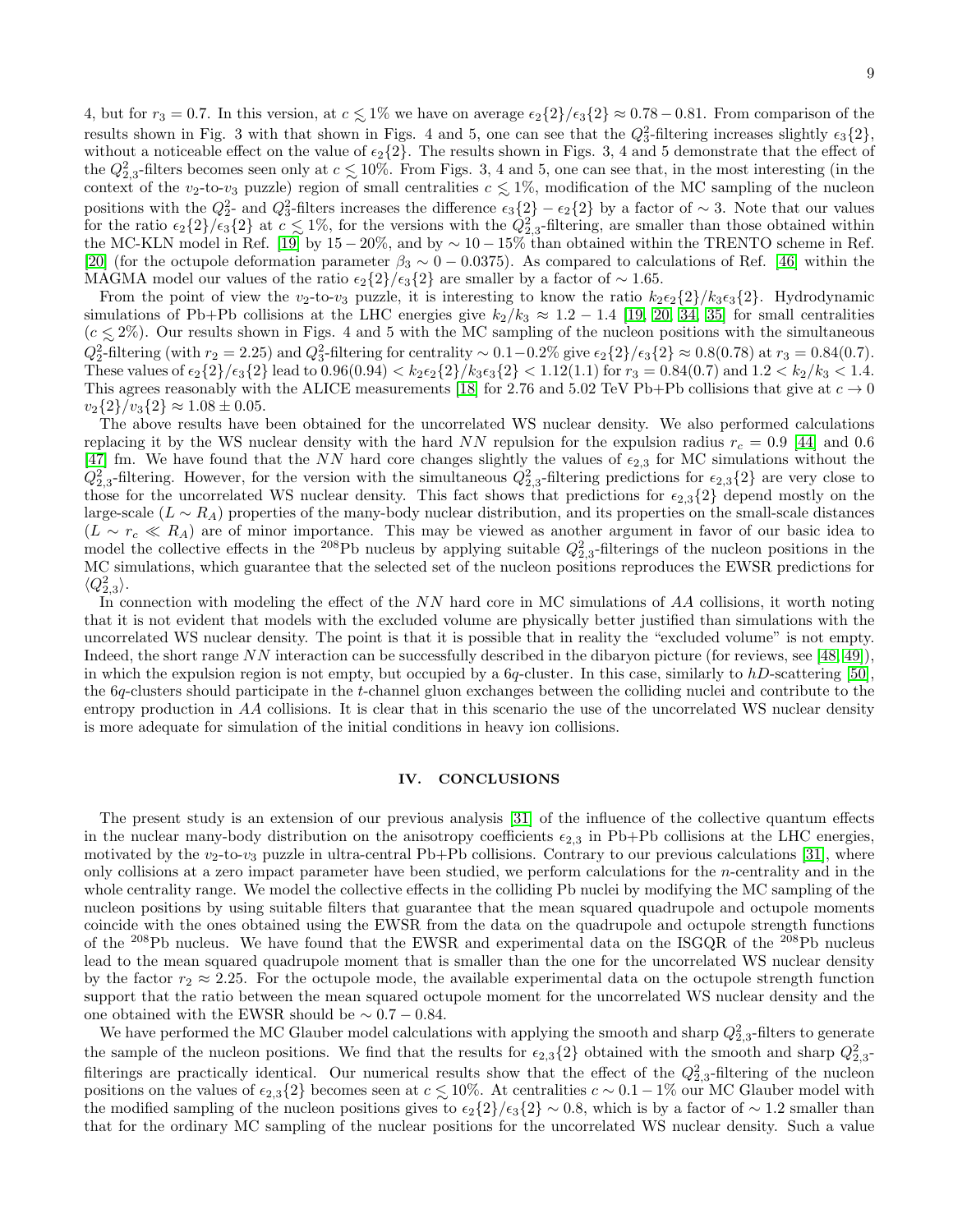4, but for $r_3 = 0.7$. In this version, at $c \lesssim 1\%$ we have on average $\epsilon_2\{2\}/\epsilon_3\{2\} \approx 0.78 - 0.81$. From comparison of the results shown in Fig. 3 with that shown in Figs. 4 and 5, one can see that the $Q_3^2$-filtering increases slightly $\epsilon_3\{2\}$, without a noticeable effect on the value of $\epsilon_2\{2\}$. The results shown in Figs. 3, 4 and 5 demonstrate that the effect of the $Q_{2,3}^2$-filters becomes seen only at $c \lesssim 10\%$. From Figs. 3, 4 and 5, one can see that, in the most interesting (in the context of the $v_2$-to-$v_3$ puzzle) region of small centralities $c \lesssim 1\%$, modification of the MC sampling of the nucleon positions with the $Q_2^2$- and $Q_3^2$-filters increases the difference $\epsilon_3\{2\} - \epsilon_2\{2\}$ by a factor of $\sim 3$. Note that our values for the ratio $\epsilon_2\{2\}/\epsilon_3\{2\}$ at $c \lesssim 1\%$, for the versions with the $Q_{2,3}^2$-filtering, are smaller than those obtained within the MC-KLN model in Ref. [19] by $15 - 20\%$, and by $\sim 10 - 15\%$ than obtained within the TRENTO scheme in Ref. [20] (for the octupole deformation parameter $\beta_3 \sim 0 - 0.0375$). As compared to calculations of Ref. [46] within the MAGMA model our values of the ratio $\epsilon_2\{2\}/\epsilon_3\{2\}$ are smaller by a factor of $\sim 1.65$.

From the point of view the $v_2$-to-$v_3$ puzzle, it is interesting to know the ratio $k_2\epsilon_2\{2\}/k_3\epsilon_3\{2\}$. Hydrodynamic simulations of Pb+Pb collisions at the LHC energies give $k_2/k_3 \approx 1.2 - 1.4$ [19, 20, 34, 35] for small centralities ($c \lesssim 2\%$). Our results shown in Figs. 4 and 5 with the MC sampling of the nucleon positions with the simultaneous $Q_2^2$-filtering (with $r_2 = 2.25$) and $Q_3^2$-filtering for centrality $\sim 0.1 - 0.2\%$ give $\epsilon_2\{2\}/\epsilon_3\{2\} \approx 0.8(0.78)$ at $r_3 = 0.84(0.7)$. These values of $\epsilon_2\{2\}/\epsilon_3\{2\}$ lead to $0.96(0.94) < k_2\epsilon_2\{2\}/k_3\epsilon_3\{2\} < 1.12(1.1)$ for $r_3 = 0.84(0.7)$ and $1.2 < k_2/k_3 < 1.4$. This agrees reasonably with the ALICE measurements [18] for 2.76 and 5.02 TeV Pb+Pb collisions that give at $c \to 0$ $v_2\{2\}/v_3\{2\} \approx 1.08 \pm 0.05$.

The above results have been obtained for the uncorrelated WS nuclear density. We also performed calculations replacing it by the WS nuclear density with the hard $NN$ repulsion for the expulsion radius $r_c = 0.9$ [44] and 0.6 [47] fm. We have found that the $NN$ hard core changes slightly the values of $\epsilon_{2,3}$ for MC simulations without the $Q_{2,3}^2$-filtering. However, for the version with the simultaneous $Q_{2,3}^2$-filtering predictions for $\epsilon_{2,3}\{2\}$ are very close to those for the uncorrelated WS nuclear density. This fact shows that predictions for $\epsilon_{2,3}\{2\}$ depend mostly on the large-scale ($L \sim R_A$) properties of the many-body nuclear distribution, and its properties on the small-scale distances ($L \sim r_c \ll R_A$) are of minor importance. This may be viewed as another argument in favor of our basic idea to model the collective effects in the $^{208}$Pb nucleus by applying suitable $Q_{2,3}^2$-filterings of the nucleon positions in the MC simulations, which guarantee that the selected set of the nucleon positions reproduces the EWSR predictions for $\langle Q_{2,3}^2 \rangle$.

In connection with modeling the effect of the $NN$ hard core in MC simulations of $AA$ collisions, it worth noting that it is not evident that models with the excluded volume are physically better justified than simulations with the uncorrelated WS nuclear density. The point is that it is possible that in reality the "excluded volume" is not empty. Indeed, the short range $NN$ interaction can be successfully described in the dibaryon picture (for reviews, see [48, 49]), in which the expulsion region is not empty, but occupied by a $6q$-cluster. In this case, similarly to $hD$-scattering [50], the $6q$-clusters should participate in the $t$-channel gluon exchanges between the colliding nuclei and contribute to the entropy production in $AA$ collisions. It is clear that in this scenario the use of the uncorrelated WS nuclear density is more adequate for simulation of the initial conditions in heavy ion collisions.

## IV. CONCLUSIONS

The present study is an extension of our previous analysis [31] of the influence of the collective quantum effects in the nuclear many-body distribution on the anisotropy coefficients $\epsilon_{2,3}$ in Pb+Pb collisions at the LHC energies, motivated by the $v_2$-to-$v_3$ puzzle in ultra-central Pb+Pb collisions. Contrary to our previous calculations [31], where only collisions at a zero impact parameter have been studied, we perform calculations for the $n$-centrality and in the whole centrality range. We model the collective effects in the colliding Pb nuclei by modifying the MC sampling of the nucleon positions by using suitable filters that guarantee that the mean squared quadrupole and octupole moments coincide with the ones obtained using the EWSR from the data on the quadrupole and octupole strength functions of the $^{208}$Pb nucleus. We have found that the EWSR and experimental data on the ISGQR of the $^{208}$Pb nucleus lead to the mean squared quadrupole moment that is smaller than the one for the uncorrelated WS nuclear density by the factor $r_2 \approx 2.25$. For the octupole mode, the available experimental data on the octupole strength function support that the ratio between the mean squared octupole moment for the uncorrelated WS nuclear density and the one obtained with the EWSR should be $\sim 0.7 - 0.84$.

We have performed the MC Glauber model calculations with applying the smooth and sharp $Q_{2,3}^2$-filters to generate the sample of the nucleon positions. We find that the results for $\epsilon_{2,3}\{2\}$ obtained with the smooth and sharp $Q_{2,3}^2$-filterings are practically identical. Our numerical results show that the effect of the $Q_{2,3}^2$-filtering of the nucleon positions on the values of $\epsilon_{2,3}\{2\}$ becomes seen at $c \lesssim 10\%$. At centralities $c \sim 0.1 - 1\%$ our MC Glauber model with the modified sampling of the nucleon positions gives to $\epsilon_2\{2\}/\epsilon_3\{2\} \sim 0.8$, which is by a factor of $\sim 1.2$ smaller than that for the ordinary MC sampling of the nuclear positions for the uncorrelated WS nuclear density. Such a value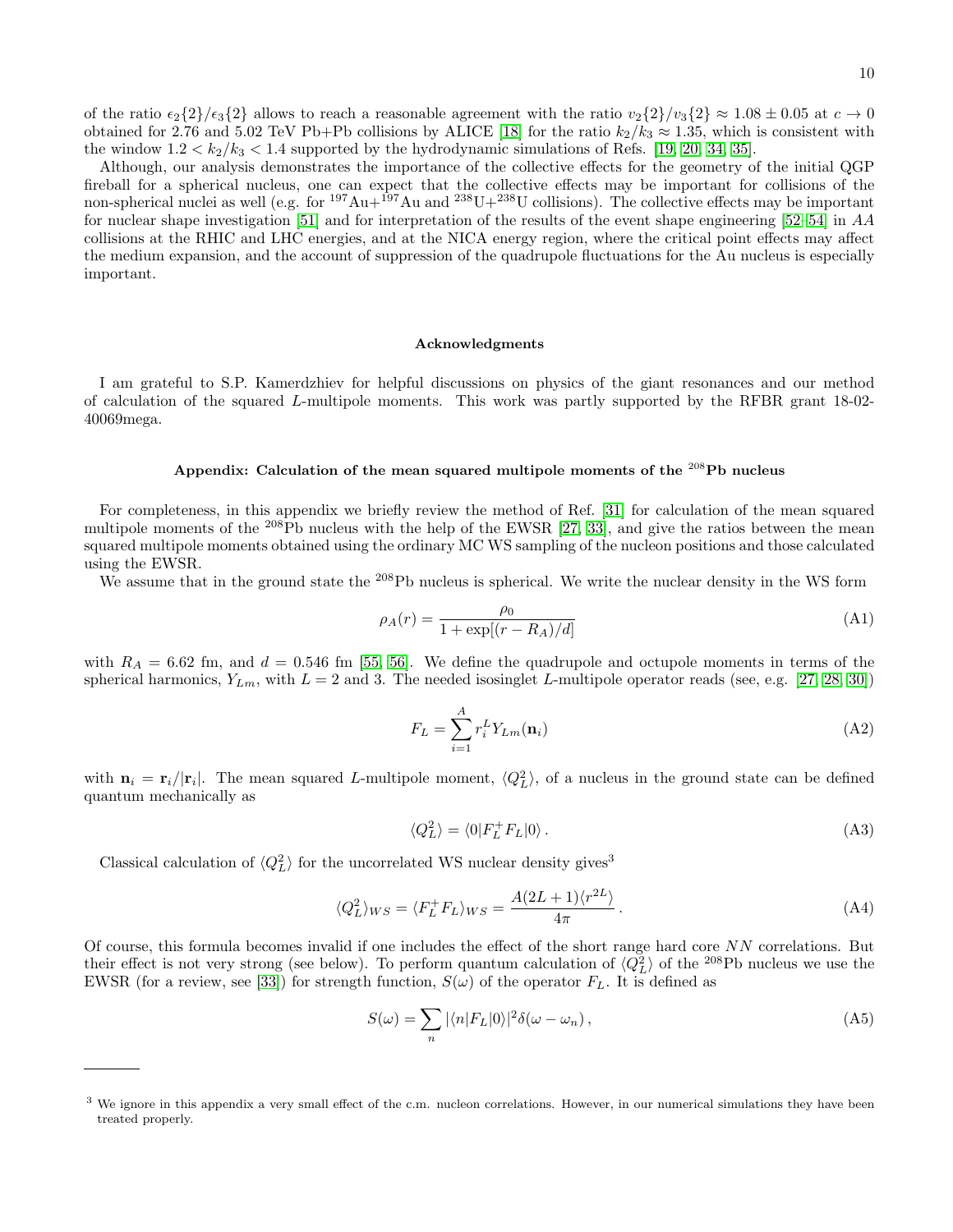of the ratio $\epsilon_2\{2\}/\epsilon_3\{2\}$ allows to reach a reasonable agreement with the ratio $v_2\{2\}/v_3\{2\} \approx 1.08 \pm 0.05$ at $c \to 0$ obtained for 2.76 and 5.02 TeV Pb+Pb collisions by ALICE [18] for the ratio $k_2/k_3 \approx 1.35$, which is consistent with the window $1.2 < k_2/k_3 < 1.4$ supported by the hydrodynamic simulations of Refs. [19, 20, 34, 35].

Although, our analysis demonstrates the importance of the collective effects for the geometry of the initial QGP fireball for a spherical nucleus, one can expect that the collective effects may be important for collisions of the non-spherical nuclei as well (e.g. for $^{197}$Au+$^{197}$Au and $^{238}$U+$^{238}$U collisions). The collective effects may be important for nuclear shape investigation [51] and for interpretation of the results of the event shape engineering [52–54] in $AA$ collisions at the RHIC and LHC energies, and at the NICA energy region, where the critical point effects may affect the medium expansion, and the account of suppression of the quadrupole fluctuations for the Au nucleus is especially important.

## Acknowledgments

I am grateful to S.P. Kamerdzhiev for helpful discussions on physics of the giant resonances and our method of calculation of the squared $L$-multipole moments. This work was partly supported by the RFBR grant 18-02-40069mega.

## Appendix: Calculation of the mean squared multipole moments of the $^{208}$Pb nucleus

For completeness, in this appendix we briefly review the method of Ref. [31] for calculation of the mean squared multipole moments of the $^{208}$Pb nucleus with the help of the EWSR [27, 33], and give the ratios between the mean squared multipole moments obtained using the ordinary MC WS sampling of the nucleon positions and those calculated using the EWSR.

We assume that in the ground state the $^{208}$Pb nucleus is spherical. We write the nuclear density in the WS form

$$\rho_A(r) = \frac{\rho_0}{1+\exp[(r-R_A)/d]} \tag{A1}$$

with $R_A = 6.62$ fm, and $d = 0.546$ fm [55, 56]. We define the quadrupole and octupole moments in terms of the spherical harmonics, $Y_{Lm}$, with $L = 2$ and 3. The needed isosinglet $L$-multipole operator reads (see, e.g. [27, 28, 30])

$$F_L = \sum_{i=1}^{A} r_i^L Y_{Lm}(\mathbf{n}_i) \tag{A2}$$

with $\mathbf{n}_i = \mathbf{r}_i/|\mathbf{r}_i|$. The mean squared $L$-multipole moment, $\langle Q_L^2\rangle$, of a nucleus in the ground state can be defined quantum mechanically as

$$\langle Q_L^2\rangle = \langle 0|F_L^+ F_L|0\rangle\,. \tag{A3}$$

Classical calculation of $\langle Q_L^2\rangle$ for the uncorrelated WS nuclear density gives[3]

$$\langle Q_L^2\rangle_{WS} = \langle F_L^+ F_L\rangle_{WS} = \frac{A(2L+1)\langle r^{2L}\rangle}{4\pi}\,. \tag{A4}$$

Of course, this formula becomes invalid if one includes the effect of the short range hard core $NN$ correlations. But their effect is not very strong (see below). To perform quantum calculation of $\langle Q_L^2\rangle$ of the $^{208}$Pb nucleus we use the EWSR (for a review, see [33]) for strength function, $S(\omega)$ of the operator $F_L$. It is defined as

$$S(\omega) = \sum_n |\langle n|F_L|0\rangle|^2 \delta(\omega - \omega_n)\,, \tag{A5}$$

---

[3] We ignore in this appendix a very small effect of the c.m. nucleon correlations. However, in our numerical simulations they have been treated properly.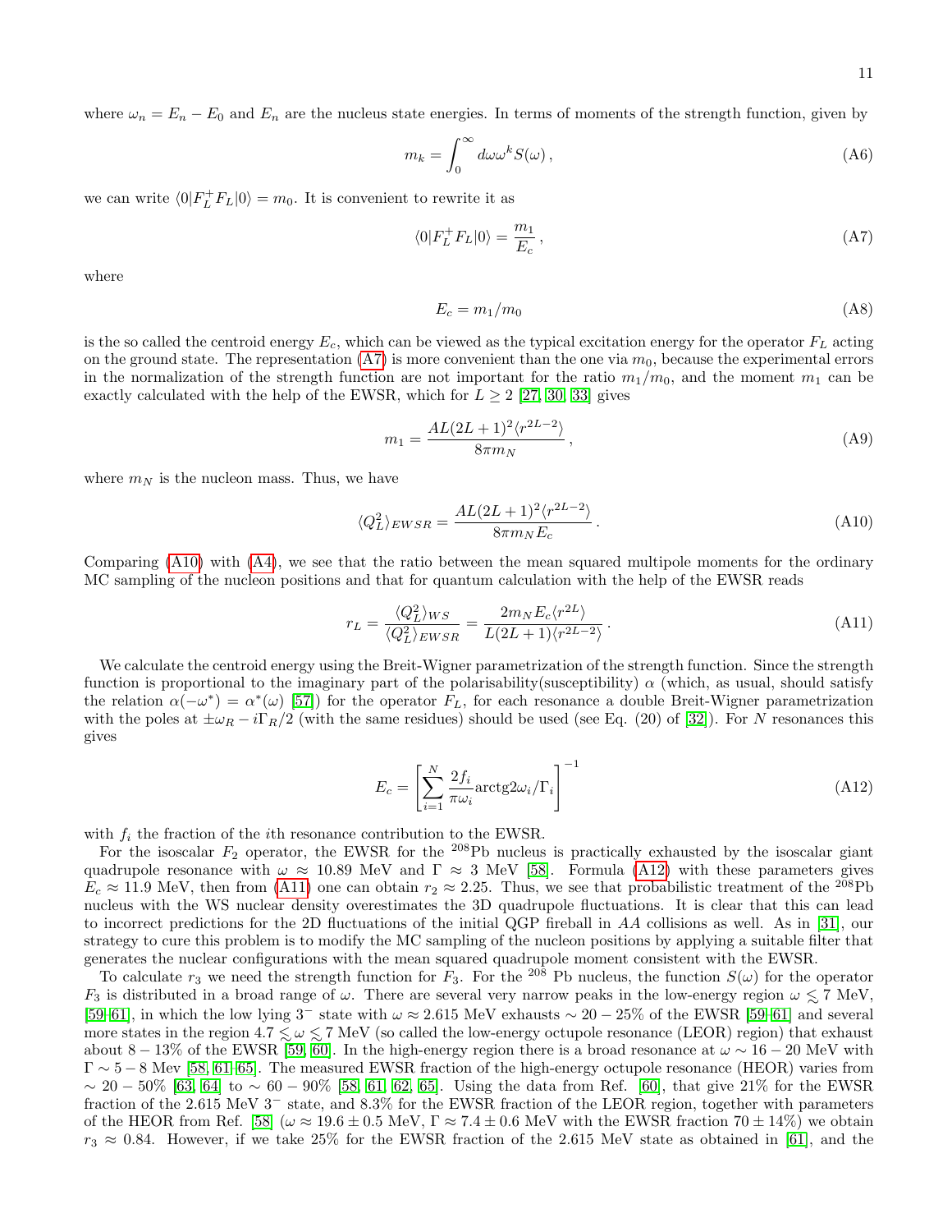where $\omega_n = E_n - E_0$ and $E_n$ are the nucleus state energies. In terms of moments of the strength function, given by

$$m_k = \int_0^\infty d\omega \omega^k S(\omega)\,, \tag{A6}$$

we can write $\langle 0|F_L^+ F_L|0\rangle = m_0$. It is convenient to rewrite it as

$$\langle 0|F_L^+ F_L|0\rangle = \frac{m_1}{E_c}\,, \tag{A7}$$

where

$$E_c = m_1/m_0 \tag{A8}$$

is the so called the centroid energy $E_c$, which can be viewed as the typical excitation energy for the operator $F_L$ acting on the ground state. The representation (A7) is more convenient than the one via $m_0$, because the experimental errors in the normalization of the strength function are not important for the ratio $m_1/m_0$, and the moment $m_1$ can be exactly calculated with the help of the EWSR, which for $L \geq 2$ [27, 30, 33] gives

$$m_1 = \frac{AL(2L+1)^2\langle r^{2L-2}\rangle}{8\pi m_N}\,, \tag{A9}$$

where $m_N$ is the nucleon mass. Thus, we have

$$\langle Q_L^2\rangle_{EWSR} = \frac{AL(2L+1)^2\langle r^{2L-2}\rangle}{8\pi m_N E_c}\,. \tag{A10}$$

Comparing (A10) with (A4), we see that the ratio between the mean squared multipole moments for the ordinary MC sampling of the nucleon positions and that for quantum calculation with the help of the EWSR reads

$$r_L = \frac{\langle Q_L^2\rangle_{WS}}{\langle Q_L^2\rangle_{EWSR}} = \frac{2m_N E_c\langle r^{2L}\rangle}{L(2L+1)\langle r^{2L-2}\rangle}\,. \tag{A11}$$

We calculate the centroid energy using the Breit-Wigner parametrization of the strength function. Since the strength function is proportional to the imaginary part of the polarisability(susceptibility) $\alpha$ (which, as usual, should satisfy the relation $\alpha(-\omega^*) = \alpha^*(\omega)$ [57]) for the operator $F_L$, for each resonance a double Breit-Wigner parametrization with the poles at $\pm\omega_R - i\Gamma_R/2$ (with the same residues) should be used (see Eq. (20) of [32]). For $N$ resonances this gives

$$E_c = \left[\sum_{i=1}^{N} \frac{2f_i}{\pi\omega_i}\mathrm{arctg}2\omega_i/\Gamma_i\right]^{-1} \tag{A12}$$

with $f_i$ the fraction of the $i$th resonance contribution to the EWSR.

For the isoscalar $F_2$ operator, the EWSR for the $^{208}$Pb nucleus is practically exhausted by the isoscalar giant quadrupole resonance with $\omega \approx 10.89$ MeV and $\Gamma \approx 3$ MeV [58]. Formula (A12) with these parameters gives $E_c \approx 11.9$ MeV, then from (A11) one can obtain $r_2 \approx 2.25$. Thus, we see that probabilistic treatment of the $^{208}$Pb nucleus with the WS nuclear density overestimates the 3D quadrupole fluctuations. It is clear that this can lead to incorrect predictions for the 2D fluctuations of the initial QGP fireball in $AA$ collisions as well. As in [31], our strategy to cure this problem is to modify the MC sampling of the nucleon positions by applying a suitable filter that generates the nuclear configurations with the mean squared quadrupole moment consistent with the EWSR.

To calculate $r_3$ we need the strength function for $F_3$. For the $^{208}$ Pb nucleus, the function $S(\omega)$ for the operator $F_3$ is distributed in a broad range of $\omega$. There are several very narrow peaks in the low-energy region $\omega \lesssim 7$ MeV, [59–61], in which the low lying $3^-$ state with $\omega \approx 2.615$ MeV exhausts $\sim 20-25\%$ of the EWSR [59–61] and several more states in the region $4.7 \lesssim \omega \lesssim 7$ MeV (so called the low-energy octupole resonance (LEOR) region) that exhaust about $8-13\%$ of the EWSR [59, 60]. In the high-energy region there is a broad resonance at $\omega \sim 16-20$ MeV with $\Gamma \sim 5-8$ Mev [58, 61–65]. The measured EWSR fraction of the high-energy octupole resonance (HEOR) varies from $\sim 20-50\%$ [63, 64] to $\sim 60-90\%$ [58, 61, 62, 65]. Using the data from Ref. [60], that give 21% for the EWSR fraction of the 2.615 MeV $3^-$ state, and 8.3% for the EWSR fraction of the LEOR region, together with parameters of the HEOR from Ref. [58] ($\omega \approx 19.6 \pm 0.5$ MeV, $\Gamma \approx 7.4 \pm 0.6$ MeV with the EWSR fraction $70 \pm 14\%$) we obtain $r_3 \approx 0.84$. However, if we take 25% for the EWSR fraction of the 2.615 MeV state as obtained in [61], and the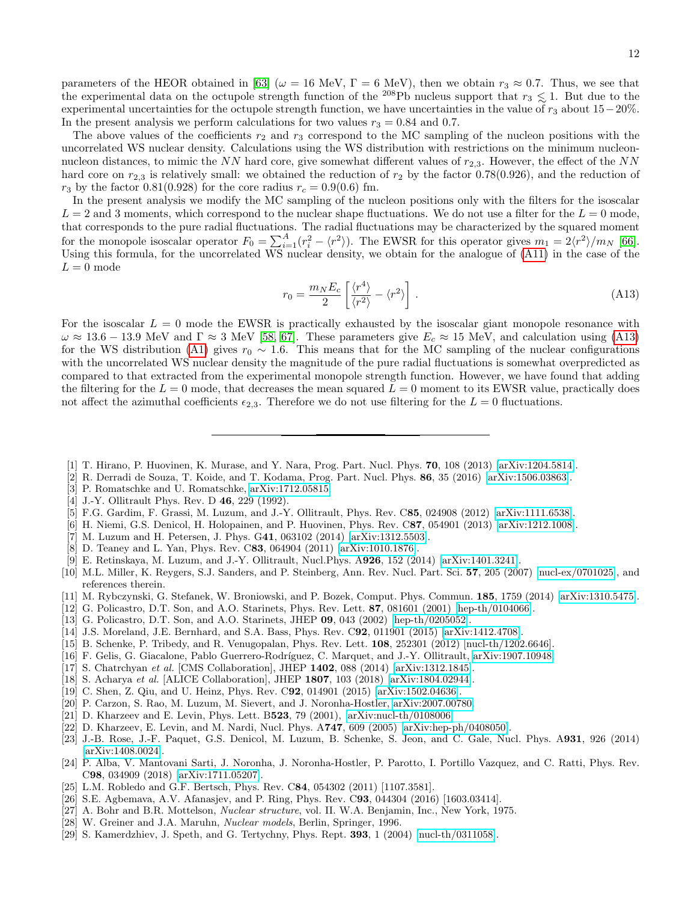parameters of the HEOR obtained in [63] ($\omega = 16$ MeV, $\Gamma = 6$ MeV), then we obtain $r_3 \approx 0.7$. Thus, we see that the experimental data on the octupole strength function of the $^{208}$Pb nucleus support that $r_3 \lesssim 1$. But due to the experimental uncertainties for the octupole strength function, we have uncertainties in the value of $r_3$ about $15-20\%$. In the present analysis we perform calculations for two values $r_3 = 0.84$ and $0.7$.

The above values of the coefficients $r_2$ and $r_3$ correspond to the MC sampling of the nucleon positions with the uncorrelated WS nuclear density. Calculations using the WS distribution with restrictions on the minimum nucleon-nucleon distances, to mimic the $NN$ hard core, give somewhat different values of $r_{2,3}$. However, the effect of the $NN$ hard core on $r_{2,3}$ is relatively small: we obtained the reduction of $r_2$ by the factor 0.78(0.926), and the reduction of $r_3$ by the factor 0.81(0.928) for the core radius $r_c = 0.9(0.6)$ fm.

In the present analysis we modify the MC sampling of the nucleon positions only with the filters for the isoscalar $L = 2$ and 3 moments, which correspond to the nuclear shape fluctuations. We do not use a filter for the $L = 0$ mode, that corresponds to the pure radial fluctuations. The radial fluctuations may be characterized by the squared moment for the monopole isoscalar operator $F_0 = \sum_{i=1}^{A}(r_i^2 - \langle r^2\rangle)$. The EWSR for this operator gives $m_1 = 2\langle r^2\rangle/m_N$ [66]. Using this formula, for the uncorrelated WS nuclear density, we obtain for the analogue of (A11) in the case of the $L = 0$ mode

$$r_0 = \frac{m_N E_c}{2}\left[\frac{\langle r^4\rangle}{\langle r^2\rangle} - \langle r^2\rangle\right]. \tag{A13}$$

For the isoscalar $L = 0$ mode the EWSR is practically exhausted by the isoscalar giant monopole resonance with $\omega \approx 13.6 - 13.9$ MeV and $\Gamma \approx 3$ MeV [58, 67]. These parameters give $E_c \approx 15$ MeV, and calculation using (A13) for the WS distribution (A1) gives $r_0 \sim 1.6$. This means that for the MC sampling of the nuclear configurations with the uncorrelated WS nuclear density the magnitude of the pure radial fluctuations is somewhat overpredicted as compared to that extracted from the experimental monopole strength function. However, we have found that adding the filtering for the $L = 0$ mode, that decreases the mean squared $L = 0$ moment to its EWSR value, practically does not affect the azimuthal coefficients $\epsilon_{2,3}$. Therefore we do not use filtering for the $L = 0$ fluctuations.

---

[1] T. Hirano, P. Huovinen, K. Murase, and Y. Nara, Prog. Part. Nucl. Phys. **70**, 108 (2013) [arXiv:1204.5814].
[2] R. Derradi de Souza, T. Koide, and T. Kodama, Prog. Part. Nucl. Phys. **86**, 35 (2016) [arXiv:1506.03863].
[3] P. Romatschke and U. Romatschke, arXiv:1712.05815.
[4] J.-Y. Ollitrault Phys. Rev. D **46**, 229 (1992).
[5] F.G. Gardim, F. Grassi, M. Luzum, and J.-Y. Ollitrault, Phys. Rev. C**85**, 024908 (2012) [arXiv:1111.6538].
[6] H. Niemi, G.S. Denicol, H. Holopainen, and P. Huovinen, Phys. Rev. C**87**, 054901 (2013) [arXiv:1212.1008].
[7] M. Luzum and H. Petersen, J. Phys. G**41**, 063102 (2014) [arXiv:1312.5503].
[8] D. Teaney and L. Yan, Phys. Rev. C**83**, 064904 (2011) [arXiv:1010.1876].
[9] E. Retinskaya, M. Luzum, and J.-Y. Ollitrault, Nucl.Phys. A**926**, 152 (2014) [arXiv:1401.3241].
[10] M.L. Miller, K. Reygers, S.J. Sanders, and P. Steinberg, Ann. Rev. Nucl. Part. Sci. **57**, 205 (2007) [nucl-ex/0701025], and references therein.
[11] M. Rybczynski, G. Stefanek, W. Broniowski, and P. Bozek, Comput. Phys. Commun. **185**, 1759 (2014) [arXiv:1310.5475].
[12] G. Policastro, D.T. Son, and A.O. Starinets, Phys. Rev. Lett. **87**, 081601 (2001) [hep-th/0104066].
[13] G. Policastro, D.T. Son, and A.O. Starinets, JHEP **09**, 043 (2002) [hep-th/0205052].
[14] J.S. Moreland, J.E. Bernhard, and S.A. Bass, Phys. Rev. C**92**, 011901 (2015) [arXiv:1412.4708].
[15] B. Schenke, P. Tribedy, and R. Venugopalan, Phys. Rev. Lett. **108**, 252301 (2012) [nucl-th/1202.6646].
[16] F. Gelis, G. Giacalone, Pablo Guerrero-Rodríguez, C. Marquet, and J.-Y. Ollitrault, arXiv:1907.10948.
[17] S. Chatrchyan *et al.* [CMS Collaboration], JHEP **1402**, 088 (2014) [arXiv:1312.1845].
[18] S. Acharya *et al.* [ALICE Collaboration], JHEP **1807**, 103 (2018) [arXiv:1804.02944].
[19] C. Shen, Z. Qiu, and U. Heinz, Phys. Rev. C**92**, 014901 (2015) [arXiv:1502.04636].
[20] P. Carzon, S. Rao, M. Luzum, M. Sievert, and J. Noronha-Hostler, arXiv:2007.00780.
[21] D. Kharzeev and E. Levin, Phys. Lett. B**523**, 79 (2001), arXiv:nucl-th/0108006.
[22] D. Kharzeev, E. Levin, and M. Nardi, Nucl. Phys. A**747**, 609 (2005) [arXiv:hep-ph/0408050].
[23] J.-B. Rose, J.-F. Paquet, G.S. Denicol, M. Luzum, B. Schenke, S. Jeon, and C. Gale, Nucl. Phys. A**931**, 926 (2014) [arXiv:1408.0024].
[24] P. Alba, V. Mantovani Sarti, J. Noronha, J. Noronha-Hostler, P. Parotto, I. Portillo Vazquez, and C. Ratti, Phys. Rev. C**98**, 034909 (2018) [arXiv:1711.05207].
[25] L.M. Robledo and G.F. Bertsch, Phys. Rev. C**84**, 054302 (2011) [1107.3581].
[26] S.E. Agbemava, A.V. Afanasjev, and P. Ring, Phys. Rev. C**93**, 044304 (2016) [1603.03414].
[27] A. Bohr and B.R. Mottelson, *Nuclear structure*, vol. II. W.A. Benjamin, Inc., New York, 1975.
[28] W. Greiner and J.A. Maruhn, *Nuclear models*, Berlin, Springer, 1996.
[29] S. Kamerdzhiev, J. Speth, and G. Tertychny, Phys. Rept. **393**, 1 (2004) [nucl-th/0311058].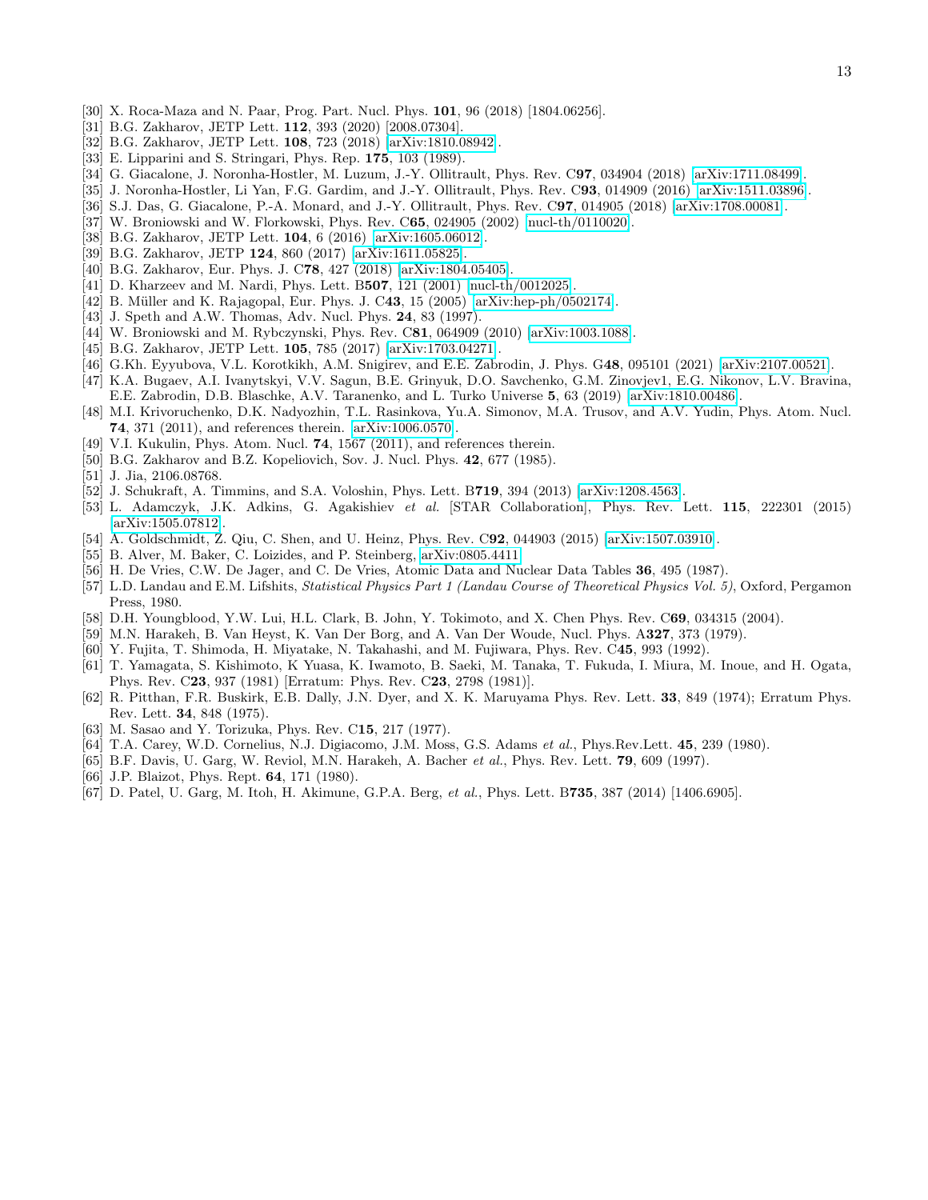[30] X. Roca-Maza and N. Paar, Prog. Part. Nucl. Phys. **101**, 96 (2018) [1804.06256].

[31] B.G. Zakharov, JETP Lett. **112**, 393 (2020) [2008.07304].

[32] B.G. Zakharov, JETP Lett. **108**, 723 (2018) [arXiv:1810.08942].

[33] E. Lipparini and S. Stringari, Phys. Rep. **175**, 103 (1989).

[34] G. Giacalone, J. Noronha-Hostler, M. Luzum, J.-Y. Ollitrault, Phys. Rev. C**97**, 034904 (2018) [arXiv:1711.08499].

[35] J. Noronha-Hostler, Li Yan, F.G. Gardim, and J.-Y. Ollitrault, Phys. Rev. C**93**, 014909 (2016) [arXiv:1511.03896].

[36] S.J. Das, G. Giacalone, P.-A. Monard, and J.-Y. Ollitrault, Phys. Rev. C**97**, 014905 (2018) [arXiv:1708.00081].

[37] W. Broniowski and W. Florkowski, Phys. Rev. C**65**, 024905 (2002) [nucl-th/0110020].

[38] B.G. Zakharov, JETP Lett. **104**, 6 (2016) [arXiv:1605.06012].

[39] B.G. Zakharov, JETP **124**, 860 (2017) [arXiv:1611.05825].

[40] B.G. Zakharov, Eur. Phys. J. C**78**, 427 (2018) [arXiv:1804.05405].

[41] D. Kharzeev and M. Nardi, Phys. Lett. B**507**, 121 (2001) [nucl-th/0012025].

[42] B. Müller and K. Rajagopal, Eur. Phys. J. C**43**, 15 (2005) [arXiv:hep-ph/0502174].

[43] J. Speth and A.W. Thomas, Adv. Nucl. Phys. **24**, 83 (1997).

[44] W. Broniowski and M. Rybczynski, Phys. Rev. C**81**, 064909 (2010) [arXiv:1003.1088].

[45] B.G. Zakharov, JETP Lett. **105**, 785 (2017) [arXiv:1703.04271].

[46] G.Kh. Eyyubova, V.L. Korotkikh, A.M. Snigirev, and E.E. Zabrodin, J. Phys. G**48**, 095101 (2021) [arXiv:2107.00521].

[47] K.A. Bugaev, A.I. Ivanytskyi, V.V. Sagun, B.E. Grinyuk, D.O. Savchenko, G.M. Zinovjev1, E.G. Nikonov, L.V. Bravina, E.E. Zabrodin, D.B. Blaschke, A.V. Taranenko, and L. Turko Universe **5**, 63 (2019) [arXiv:1810.00486].

[48] M.I. Krivoruchenko, D.K. Nadyozhin, T.L. Rasinkova, Yu.A. Simonov, M.A. Trusov, and A.V. Yudin, Phys. Atom. Nucl. **74**, 371 (2011), and references therein. [arXiv:1006.0570].

[49] V.I. Kukulin, Phys. Atom. Nucl. **74**, 1567 (2011), and references therein.

[50] B.G. Zakharov and B.Z. Kopeliovich, Sov. J. Nucl. Phys. **42**, 677 (1985).

[51] J. Jia, 2106.08768.

[52] J. Schukraft, A. Timmins, and S.A. Voloshin, Phys. Lett. B**719**, 394 (2013) [arXiv:1208.4563].

[53] L. Adamczyk, J.K. Adkins, G. Agakishiev *et al.* [STAR Collaboration], Phys. Rev. Lett. **115**, 222301 (2015) [arXiv:1505.07812].

[54] A. Goldschmidt, Z. Qiu, C. Shen, and U. Heinz, Phys. Rev. C**92**, 044903 (2015) [arXiv:1507.03910].

[55] B. Alver, M. Baker, C. Loizides, and P. Steinberg, arXiv:0805.4411.

[56] H. De Vries, C.W. De Jager, and C. De Vries, Atomic Data and Nuclear Data Tables **36**, 495 (1987).

[57] L.D. Landau and E.M. Lifshits, *Statistical Physics Part 1 (Landau Course of Theoretical Physics Vol. 5)*, Oxford, Pergamon Press, 1980.

[58] D.H. Youngblood, Y.W. Lui, H.L. Clark, B. John, Y. Tokimoto, and X. Chen Phys. Rev. C**69**, 034315 (2004).

[59] M.N. Harakeh, B. Van Heyst, K. Van Der Borg, and A. Van Der Woude, Nucl. Phys. A**327**, 373 (1979).

[60] Y. Fujita, T. Shimoda, H. Miyatake, N. Takahashi, and M. Fujiwara, Phys. Rev. C**45**, 993 (1992).

[61] T. Yamagata, S. Kishimoto, K Yuasa, K. Iwamoto, B. Saeki, M. Tanaka, T. Fukuda, I. Miura, M. Inoue, and H. Ogata, Phys. Rev. C**23**, 937 (1981) [Erratum: Phys. Rev. C**23**, 2798 (1981)].

[62] R. Pitthan, F.R. Buskirk, E.B. Dally, J.N. Dyer, and X. K. Maruyama Phys. Rev. Lett. **33**, 849 (1974); Erratum Phys. Rev. Lett. **34**, 848 (1975).

[63] M. Sasao and Y. Torizuka, Phys. Rev. C**15**, 217 (1977).

[64] T.A. Carey, W.D. Cornelius, N.J. Digiacomo, J.M. Moss, G.S. Adams *et al.*, Phys.Rev.Lett. **45**, 239 (1980).

[65] B.F. Davis, U. Garg, W. Reviol, M.N. Harakeh, A. Bacher *et al.*, Phys. Rev. Lett. **79**, 609 (1997).

[66] J.P. Blaizot, Phys. Rept. **64**, 171 (1980).

[67] D. Patel, U. Garg, M. Itoh, H. Akimune, G.P.A. Berg, *et al.*, Phys. Lett. B**735**, 387 (2014) [1406.6905].